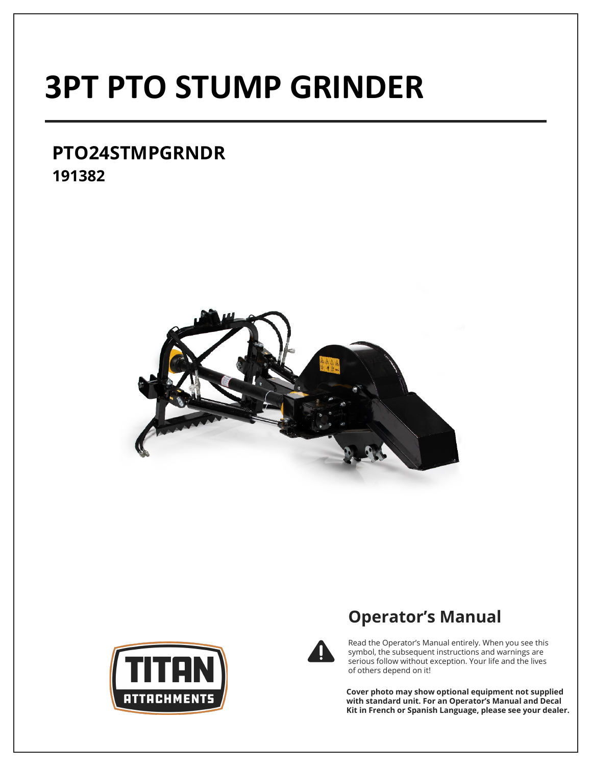# 3PT PTO STUMP GRINDER

## PTO24STMPGRNDR
**191382**

## Operator's Manual

Read the Operator's Manual entirely. When you see this symbol, the subsequent instructions and warnings are serious follow without exception. Your life and the lives of others depend on it!

**Cover photo may show optional equipment not supplied with standard unit. For an Operator's Manual and Decal Kit in French or Spanish Language, please see your dealer.**

TITAN ATTACHMENTS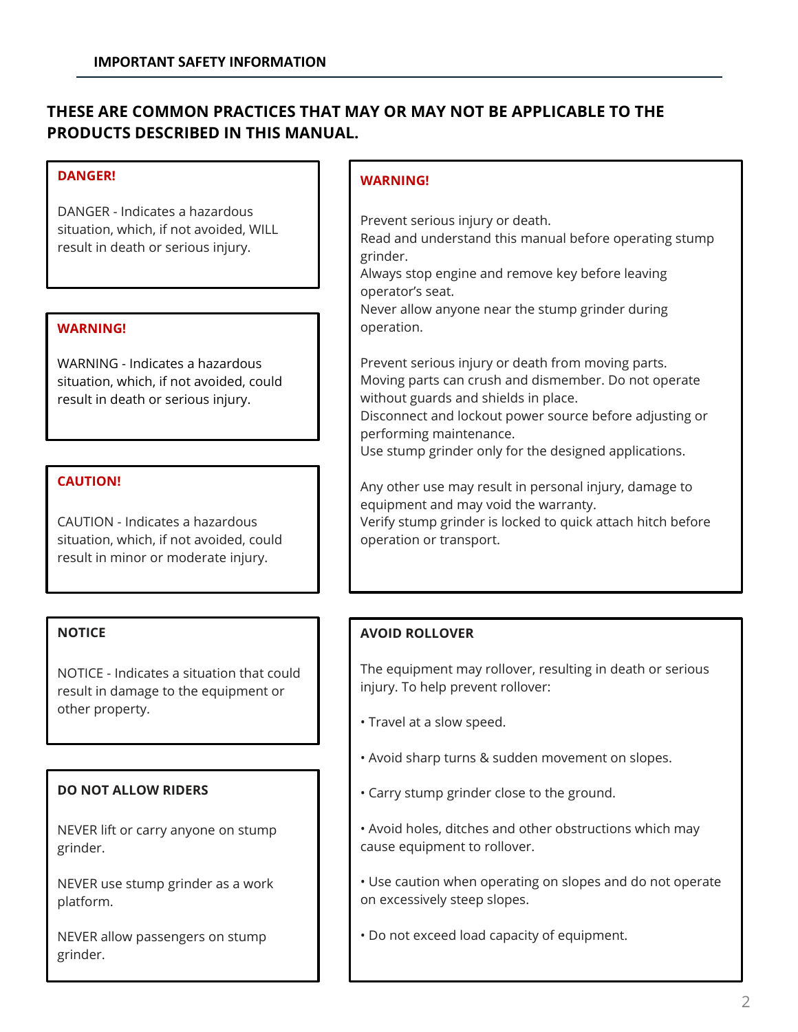## IMPORTANT SAFETY INFORMATION

### THESE ARE COMMON PRACTICES THAT MAY OR MAY NOT BE APPLICABLE TO THE PRODUCTS DESCRIBED IN THIS MANUAL.

**DANGER!**

DANGER - Indicates a hazardous situation, which, if not avoided, WILL result in death or serious injury.

**WARNING!**

WARNING - Indicates a hazardous situation, which, if not avoided, could result in death or serious injury.

**CAUTION!**

CAUTION - Indicates a hazardous situation, which, if not avoided, could result in minor or moderate injury.

**NOTICE**

NOTICE - Indicates a situation that could result in damage to the equipment or other property.

**DO NOT ALLOW RIDERS**

NEVER lift or carry anyone on stump grinder.

NEVER use stump grinder as a work platform.

NEVER allow passengers on stump grinder.

**WARNING!**

Prevent serious injury or death.
Read and understand this manual before operating stump grinder.
Always stop engine and remove key before leaving operator's seat.
Never allow anyone near the stump grinder during operation.

Prevent serious injury or death from moving parts.
Moving parts can crush and dismember. Do not operate without guards and shields in place.
Disconnect and lockout power source before adjusting or performing maintenance.
Use stump grinder only for the designed applications.

Any other use may result in personal injury, damage to equipment and may void the warranty.
Verify stump grinder is locked to quick attach hitch before operation or transport.

**AVOID ROLLOVER**

The equipment may rollover, resulting in death or serious injury. To help prevent rollover:

- Travel at a slow speed.
- Avoid sharp turns & sudden movement on slopes.
- Carry stump grinder close to the ground.
- Avoid holes, ditches and other obstructions which may cause equipment to rollover.
- Use caution when operating on slopes and do not operate on excessively steep slopes.
- Do not exceed load capacity of equipment.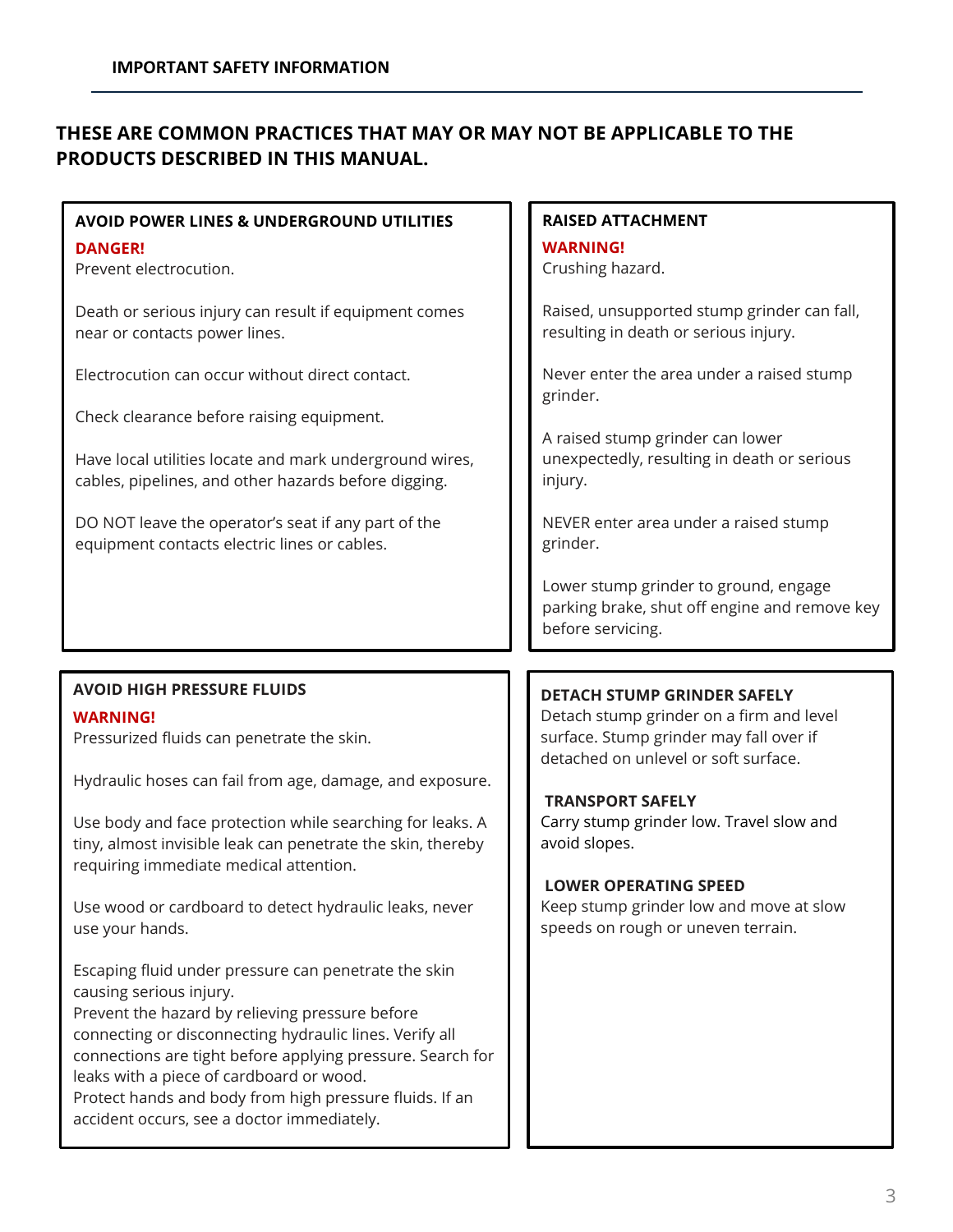**IMPORTANT SAFETY INFORMATION**

## THESE ARE COMMON PRACTICES THAT MAY OR MAY NOT BE APPLICABLE TO THE PRODUCTS DESCRIBED IN THIS MANUAL.

### AVOID POWER LINES & UNDERGROUND UTILITIES

**DANGER!**
Prevent electrocution.

Death or serious injury can result if equipment comes near or contacts power lines.

Electrocution can occur without direct contact.

Check clearance before raising equipment.

Have local utilities locate and mark underground wires, cables, pipelines, and other hazards before digging.

DO NOT leave the operator's seat if any part of the equipment contacts electric lines or cables.

### RAISED ATTACHMENT

**WARNING!**
Crushing hazard.

Raised, unsupported stump grinder can fall, resulting in death or serious injury.

Never enter the area under a raised stump grinder.

A raised stump grinder can lower unexpectedly, resulting in death or serious injury.

NEVER enter area under a raised stump grinder.

Lower stump grinder to ground, engage parking brake, shut off engine and remove key before servicing.

### AVOID HIGH PRESSURE FLUIDS

**WARNING!**
Pressurized fluids can penetrate the skin.

Hydraulic hoses can fail from age, damage, and exposure.

Use body and face protection while searching for leaks. A tiny, almost invisible leak can penetrate the skin, thereby requiring immediate medical attention.

Use wood or cardboard to detect hydraulic leaks, never use your hands.

Escaping fluid under pressure can penetrate the skin causing serious injury.
Prevent the hazard by relieving pressure before connecting or disconnecting hydraulic lines. Verify all connections are tight before applying pressure. Search for leaks with a piece of cardboard or wood.
Protect hands and body from high pressure fluids. If an accident occurs, see a doctor immediately.

### DETACH STUMP GRINDER SAFELY

Detach stump grinder on a firm and level surface. Stump grinder may fall over if detached on unlevel or soft surface.

### TRANSPORT SAFELY

Carry stump grinder low. Travel slow and avoid slopes.

### LOWER OPERATING SPEED

Keep stump grinder low and move at slow speeds on rough or uneven terrain.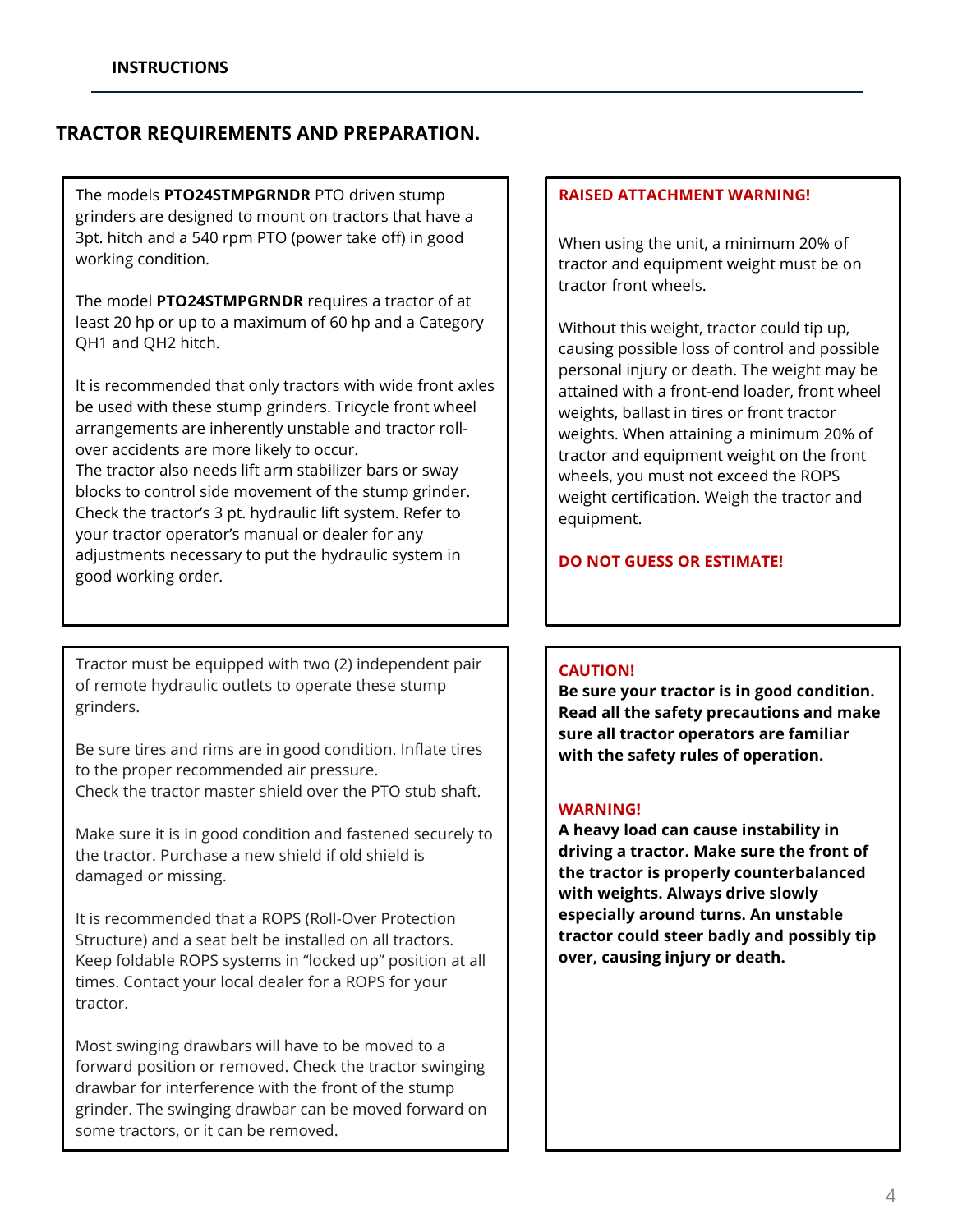## TRACTOR REQUIREMENTS AND PREPARATION.

The models **PTO24STMPGRNDR** PTO driven stump grinders are designed to mount on tractors that have a 3pt. hitch and a 540 rpm PTO (power take off) in good working condition.

The model **PTO24STMPGRNDR** requires a tractor of at least 20 hp or up to a maximum of 60 hp and a Category QH1 and QH2 hitch.

It is recommended that only tractors with wide front axles be used with these stump grinders. Tricycle front wheel arrangements are inherently unstable and tractor roll-over accidents are more likely to occur.
The tractor also needs lift arm stabilizer bars or sway blocks to control side movement of the stump grinder. Check the tractor's 3 pt. hydraulic lift system. Refer to your tractor operator's manual or dealer for any adjustments necessary to put the hydraulic system in good working order.

Tractor must be equipped with two (2) independent pair of remote hydraulic outlets to operate these stump grinders.

Be sure tires and rims are in good condition. Inflate tires to the proper recommended air pressure.
Check the tractor master shield over the PTO stub shaft.

Make sure it is in good condition and fastened securely to the tractor. Purchase a new shield if old shield is damaged or missing.

It is recommended that a ROPS (Roll-Over Protection Structure) and a seat belt be installed on all tractors. Keep foldable ROPS systems in "locked up" position at all times. Contact your local dealer for a ROPS for your tractor.

Most swinging drawbars will have to be moved to a forward position or removed. Check the tractor swinging drawbar for interference with the front of the stump grinder. The swinging drawbar can be moved forward on some tractors, or it can be removed.

**RAISED ATTACHMENT WARNING!**

When using the unit, a minimum 20% of tractor and equipment weight must be on tractor front wheels.

Without this weight, tractor could tip up, causing possible loss of control and possible personal injury or death. The weight may be attained with a front-end loader, front wheel weights, ballast in tires or front tractor weights. When attaining a minimum 20% of tractor and equipment weight on the front wheels, you must not exceed the ROPS weight certification. Weigh the tractor and equipment.

**DO NOT GUESS OR ESTIMATE!**

**CAUTION!**
**Be sure your tractor is in good condition. Read all the safety precautions and make sure all tractor operators are familiar with the safety rules of operation.**

**WARNING!**
**A heavy load can cause instability in driving a tractor. Make sure the front of the tractor is properly counterbalanced with weights. Always drive slowly especially around turns. An unstable tractor could steer badly and possibly tip over, causing injury or death.**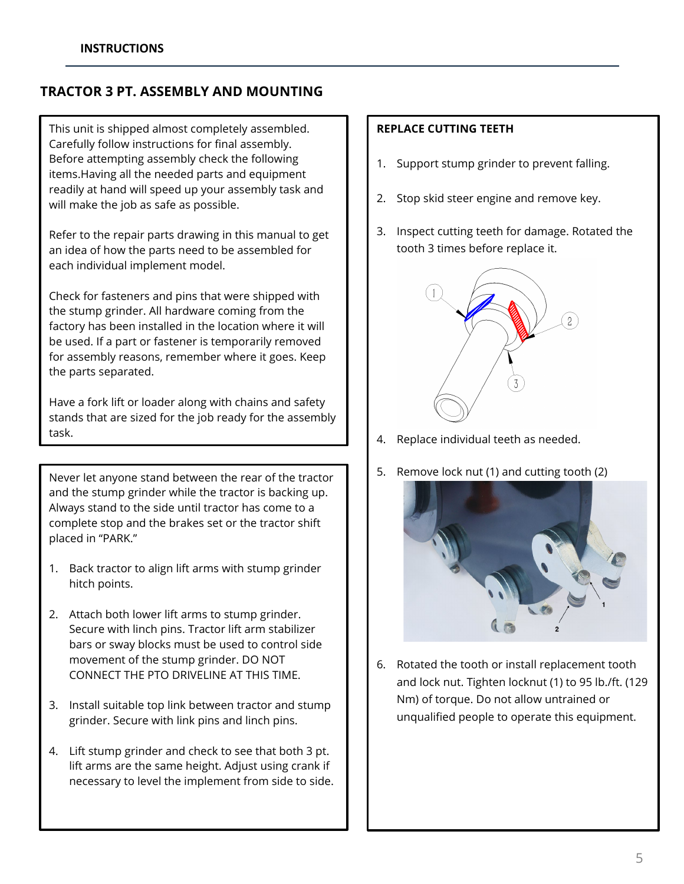## INSTRUCTIONS

# TRACTOR 3 PT. ASSEMBLY AND MOUNTING

This unit is shipped almost completely assembled. Carefully follow instructions for final assembly. Before attempting assembly check the following items.Having all the needed parts and equipment readily at hand will speed up your assembly task and will make the job as safe as possible.

Refer to the repair parts drawing in this manual to get an idea of how the parts need to be assembled for each individual implement model.

Check for fasteners and pins that were shipped with the stump grinder. All hardware coming from the factory has been installed in the location where it will be used. If a part or fastener is temporarily removed for assembly reasons, remember where it goes. Keep the parts separated.

Have a fork lift or loader along with chains and safety stands that are sized for the job ready for the assembly task.

Never let anyone stand between the rear of the tractor and the stump grinder while the tractor is backing up. Always stand to the side until tractor has come to a complete stop and the brakes set or the tractor shift placed in "PARK."

1. Back tractor to align lift arms with stump grinder hitch points.
2. Attach both lower lift arms to stump grinder. Secure with linch pins. Tractor lift arm stabilizer bars or sway blocks must be used to control side movement of the stump grinder. DO NOT CONNECT THE PTO DRIVELINE AT THIS TIME.
3. Install suitable top link between tractor and stump grinder. Secure with link pins and linch pins.
4. Lift stump grinder and check to see that both 3 pt. lift arms are the same height. Adjust using crank if necessary to level the implement from side to side.

## REPLACE CUTTING TEETH

1. Support stump grinder to prevent falling.
2. Stop skid steer engine and remove key.
3. Inspect cutting teeth for damage. Rotated the tooth 3 times before replace it.
4. Replace individual teeth as needed.
5. Remove lock nut (1) and cutting tooth (2)
6. Rotated the tooth or install replacement tooth and lock nut. Tighten locknut (1) to 95 lb./ft. (129 Nm) of torque. Do not allow untrained or unqualified people to operate this equipment.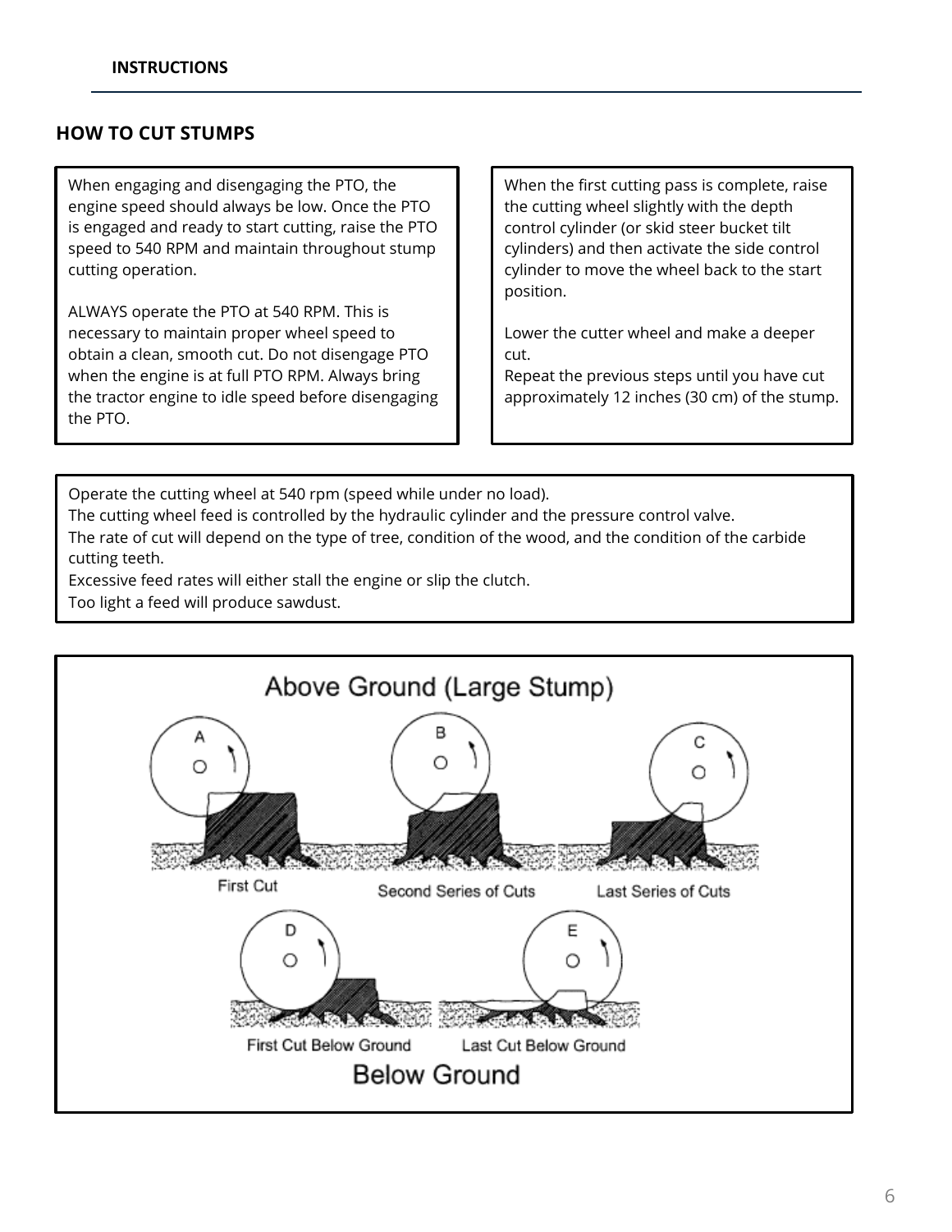## HOW TO CUT STUMPS

When engaging and disengaging the PTO, the engine speed should always be low. Once the PTO is engaged and ready to start cutting, raise the PTO speed to 540 RPM and maintain throughout stump cutting operation.

ALWAYS operate the PTO at 540 RPM. This is necessary to maintain proper wheel speed to obtain a clean, smooth cut. Do not disengage PTO when the engine is at full PTO RPM. Always bring the tractor engine to idle speed before disengaging the PTO.

When the first cutting pass is complete, raise the cutting wheel slightly with the depth control cylinder (or skid steer bucket tilt cylinders) and then activate the side control cylinder to move the wheel back to the start position.

Lower the cutter wheel and make a deeper cut.
Repeat the previous steps until you have cut approximately 12 inches (30 cm) of the stump.

Operate the cutting wheel at 540 rpm (speed while under no load).
The cutting wheel feed is controlled by the hydraulic cylinder and the pressure control valve.
The rate of cut will depend on the type of tree, condition of the wood, and the condition of the carbide cutting teeth.
Excessive feed rates will either stall the engine or slip the clutch.
Too light a feed will produce sawdust.

Above Ground (Large Stump)

A — First Cut
B — Second Series of Cuts
C — Last Series of Cuts
D — First Cut Below Ground
E — Last Cut Below Ground

Below Ground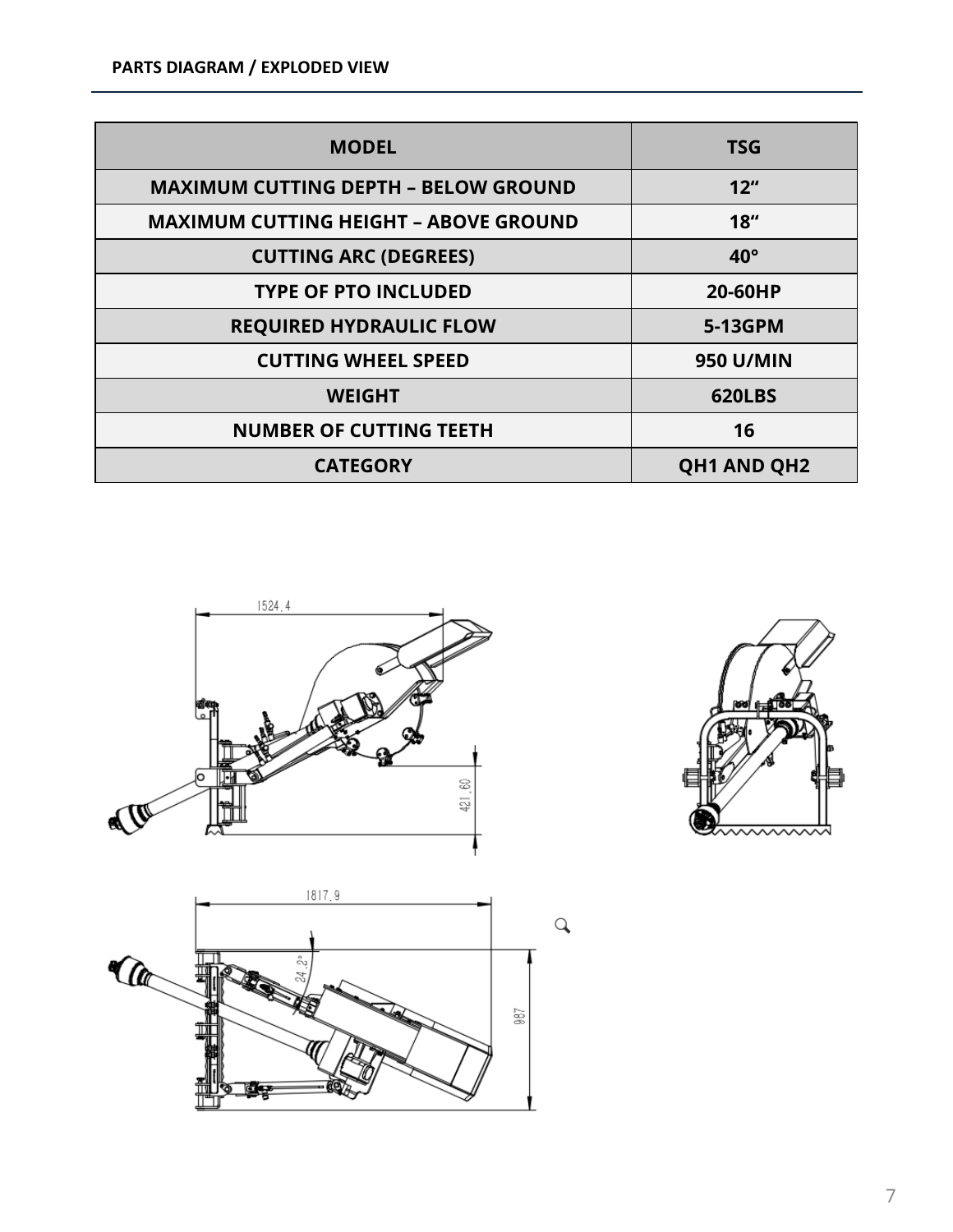## PARTS DIAGRAM / EXPLODED VIEW

| MODEL | TSG |
|---|---|
| MAXIMUM CUTTING DEPTH – BELOW GROUND | 12" |
| MAXIMUM CUTTING HEIGHT – ABOVE GROUND | 18" |
| CUTTING ARC (DEGREES) | 40° |
| TYPE OF PTO INCLUDED | 20-60HP |
| REQUIRED HYDRAULIC FLOW | 5-13GPM |
| CUTTING WHEEL SPEED | 950 U/MIN |
| WEIGHT | 620LBS |
| NUMBER OF CUTTING TEETH | 16 |
| CATEGORY | QH1 AND QH2 |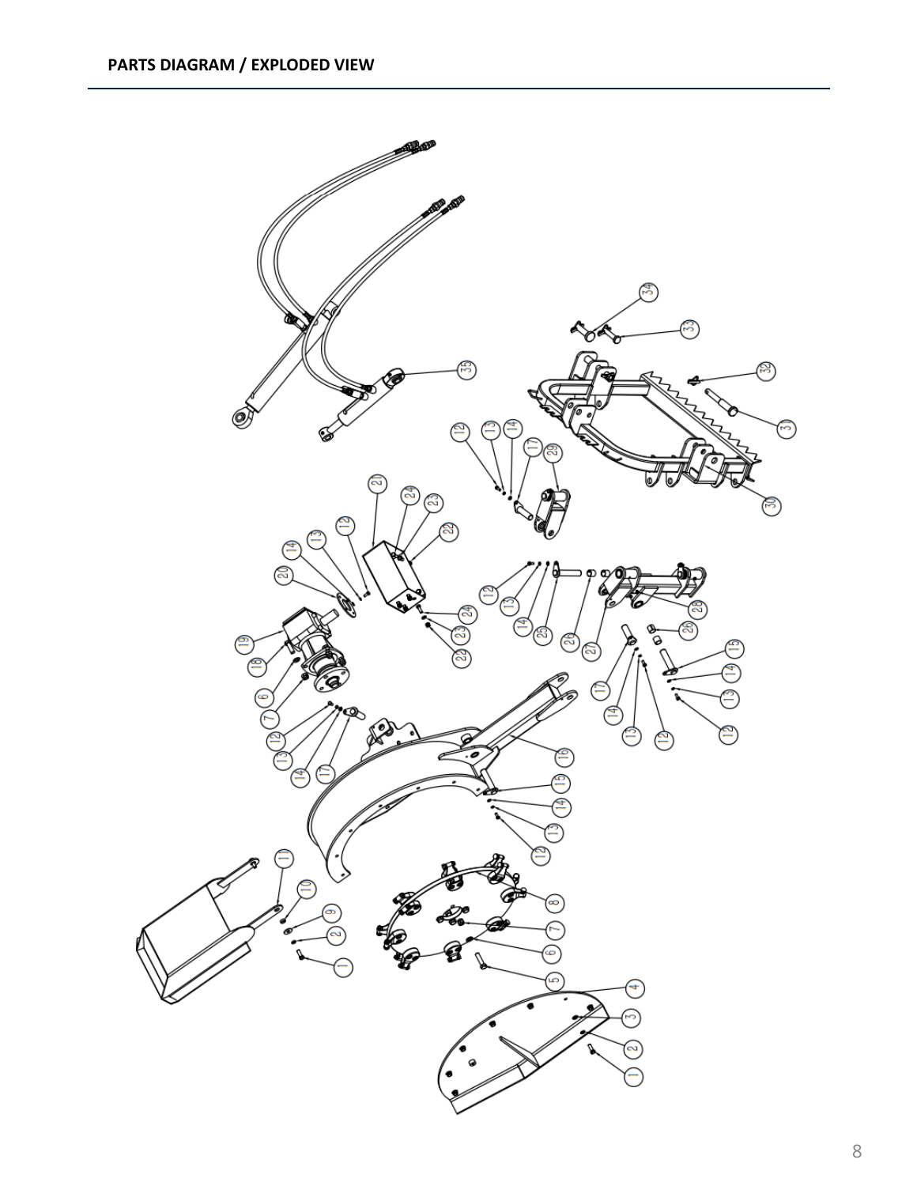## PARTS DIAGRAM / EXPLODED VIEW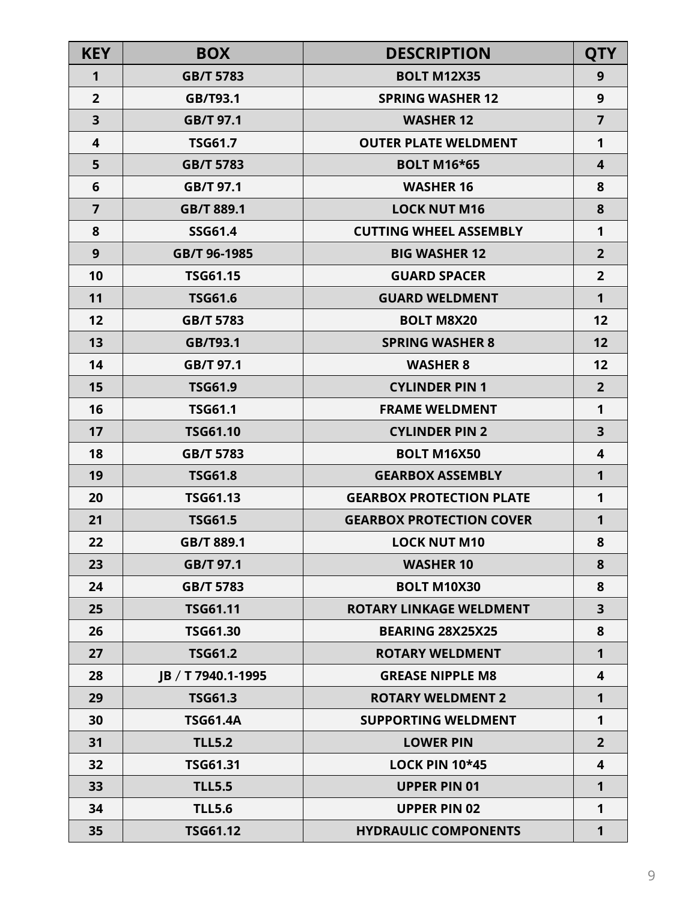| KEY | BOX | DESCRIPTION | QTY |
|---|---|---|---|
| 1 | GB/T 5783 | BOLT M12X35 | 9 |
| 2 | GB/T93.1 | SPRING WASHER 12 | 9 |
| 3 | GB/T 97.1 | WASHER 12 | 7 |
| 4 | TSG61.7 | OUTER PLATE WELDMENT | 1 |
| 5 | GB/T 5783 | BOLT M16*65 | 4 |
| 6 | GB/T 97.1 | WASHER 16 | 8 |
| 7 | GB/T 889.1 | LOCK NUT M16 | 8 |
| 8 | SSG61.4 | CUTTING WHEEL ASSEMBLY | 1 |
| 9 | GB/T 96-1985 | BIG WASHER 12 | 2 |
| 10 | TSG61.15 | GUARD SPACER | 2 |
| 11 | TSG61.6 | GUARD WELDMENT | 1 |
| 12 | GB/T 5783 | BOLT M8X20 | 12 |
| 13 | GB/T93.1 | SPRING WASHER 8 | 12 |
| 14 | GB/T 97.1 | WASHER 8 | 12 |
| 15 | TSG61.9 | CYLINDER PIN 1 | 2 |
| 16 | TSG61.1 | FRAME WELDMENT | 1 |
| 17 | TSG61.10 | CYLINDER PIN 2 | 3 |
| 18 | GB/T 5783 | BOLT M16X50 | 4 |
| 19 | TSG61.8 | GEARBOX ASSEMBLY | 1 |
| 20 | TSG61.13 | GEARBOX PROTECTION PLATE | 1 |
| 21 | TSG61.5 | GEARBOX PROTECTION COVER | 1 |
| 22 | GB/T 889.1 | LOCK NUT M10 | 8 |
| 23 | GB/T 97.1 | WASHER 10 | 8 |
| 24 | GB/T 5783 | BOLT M10X30 | 8 |
| 25 | TSG61.11 | ROTARY LINKAGE WELDMENT | 3 |
| 26 | TSG61.30 | BEARING 28X25X25 | 8 |
| 27 | TSG61.2 | ROTARY WELDMENT | 1 |
| 28 | JB / T 7940.1-1995 | GREASE NIPPLE M8 | 4 |
| 29 | TSG61.3 | ROTARY WELDMENT 2 | 1 |
| 30 | TSG61.4A | SUPPORTING WELDMENT | 1 |
| 31 | TLL5.2 | LOWER PIN | 2 |
| 32 | TSG61.31 | LOCK PIN 10*45 | 4 |
| 33 | TLL5.5 | UPPER PIN 01 | 1 |
| 34 | TLL5.6 | UPPER PIN 02 | 1 |
| 35 | TSG61.12 | HYDRAULIC COMPONENTS | 1 |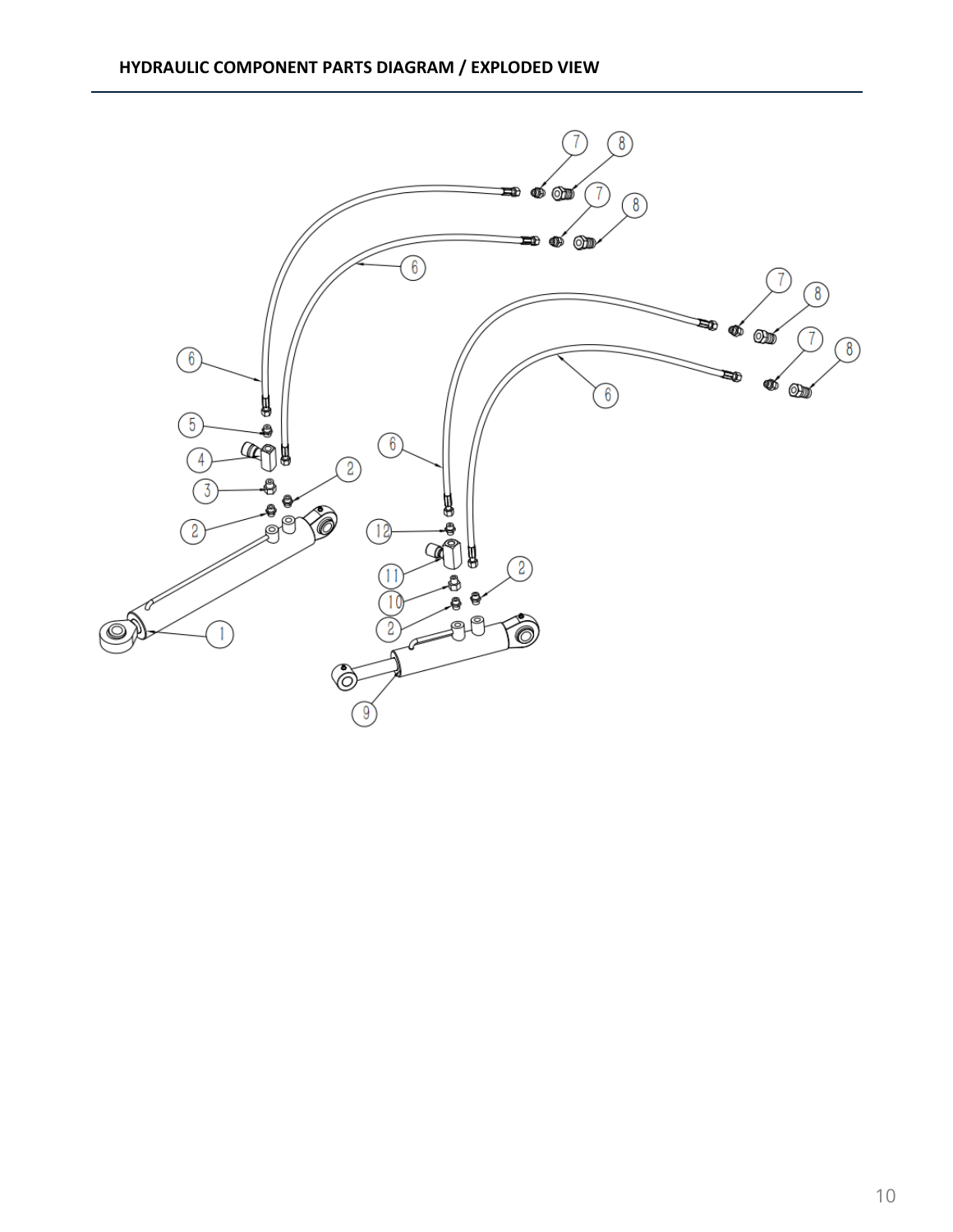## HYDRAULIC COMPONENT PARTS DIAGRAM / EXPLODED VIEW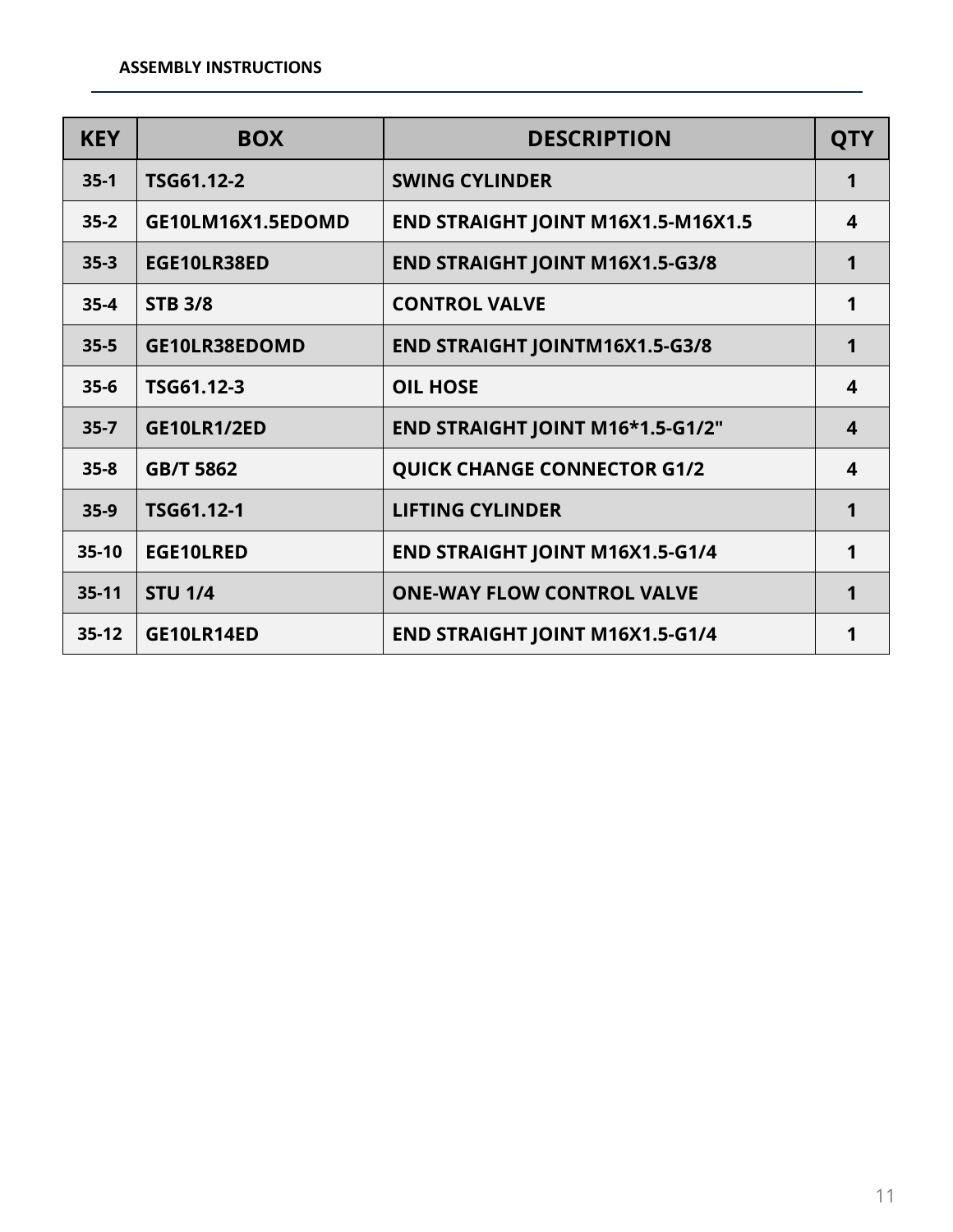| KEY | BOX | DESCRIPTION | QTY |
| --- | --- | --- | --- |
| 35-1 | TSG61.12-2 | SWING CYLINDER | 1 |
| 35-2 | GE10LM16X1.5EDOMD | END STRAIGHT JOINT M16X1.5-M16X1.5 | 4 |
| 35-3 | EGE10LR38ED | END STRAIGHT JOINT M16X1.5-G3/8 | 1 |
| 35-4 | STB 3/8 | CONTROL VALVE | 1 |
| 35-5 | GE10LR38EDOMD | END STRAIGHT JOINTM16X1.5-G3/8 | 1 |
| 35-6 | TSG61.12-3 | OIL HOSE | 4 |
| 35-7 | GE10LR1/2ED | END STRAIGHT JOINT M16*1.5-G1/2" | 4 |
| 35-8 | GB/T 5862 | QUICK CHANGE CONNECTOR G1/2 | 4 |
| 35-9 | TSG61.12-1 | LIFTING CYLINDER | 1 |
| 35-10 | EGE10LRED | END STRAIGHT JOINT M16X1.5-G1/4 | 1 |
| 35-11 | STU 1/4 | ONE-WAY FLOW CONTROL VALVE | 1 |
| 35-12 | GE10LR14ED | END STRAIGHT JOINT M16X1.5-G1/4 | 1 |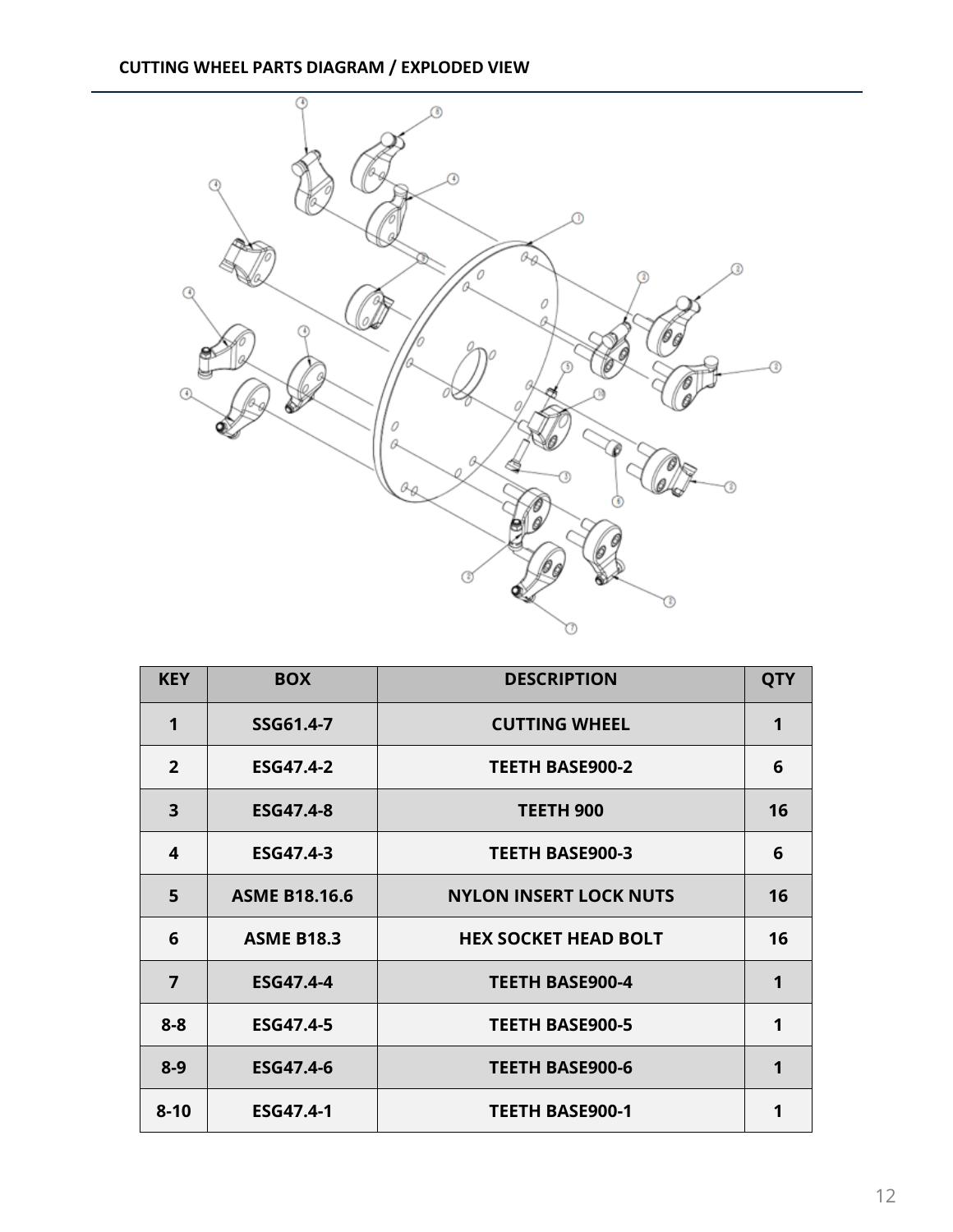## CUTTING WHEEL PARTS DIAGRAM / EXPLODED VIEW

| KEY | BOX | DESCRIPTION | QTY |
|---|---|---|---|
| 1 | SSG61.4-7 | CUTTING WHEEL | 1 |
| 2 | ESG47.4-2 | TEETH BASE900-2 | 6 |
| 3 | ESG47.4-8 | TEETH 900 | 16 |
| 4 | ESG47.4-3 | TEETH BASE900-3 | 6 |
| 5 | ASME B18.16.6 | NYLON INSERT LOCK NUTS | 16 |
| 6 | ASME B18.3 | HEX SOCKET HEAD BOLT | 16 |
| 7 | ESG47.4-4 | TEETH BASE900-4 | 1 |
| 8-8 | ESG47.4-5 | TEETH BASE900-5 | 1 |
| 8-9 | ESG47.4-6 | TEETH BASE900-6 | 1 |
| 8-10 | ESG47.4-1 | TEETH BASE900-1 | 1 |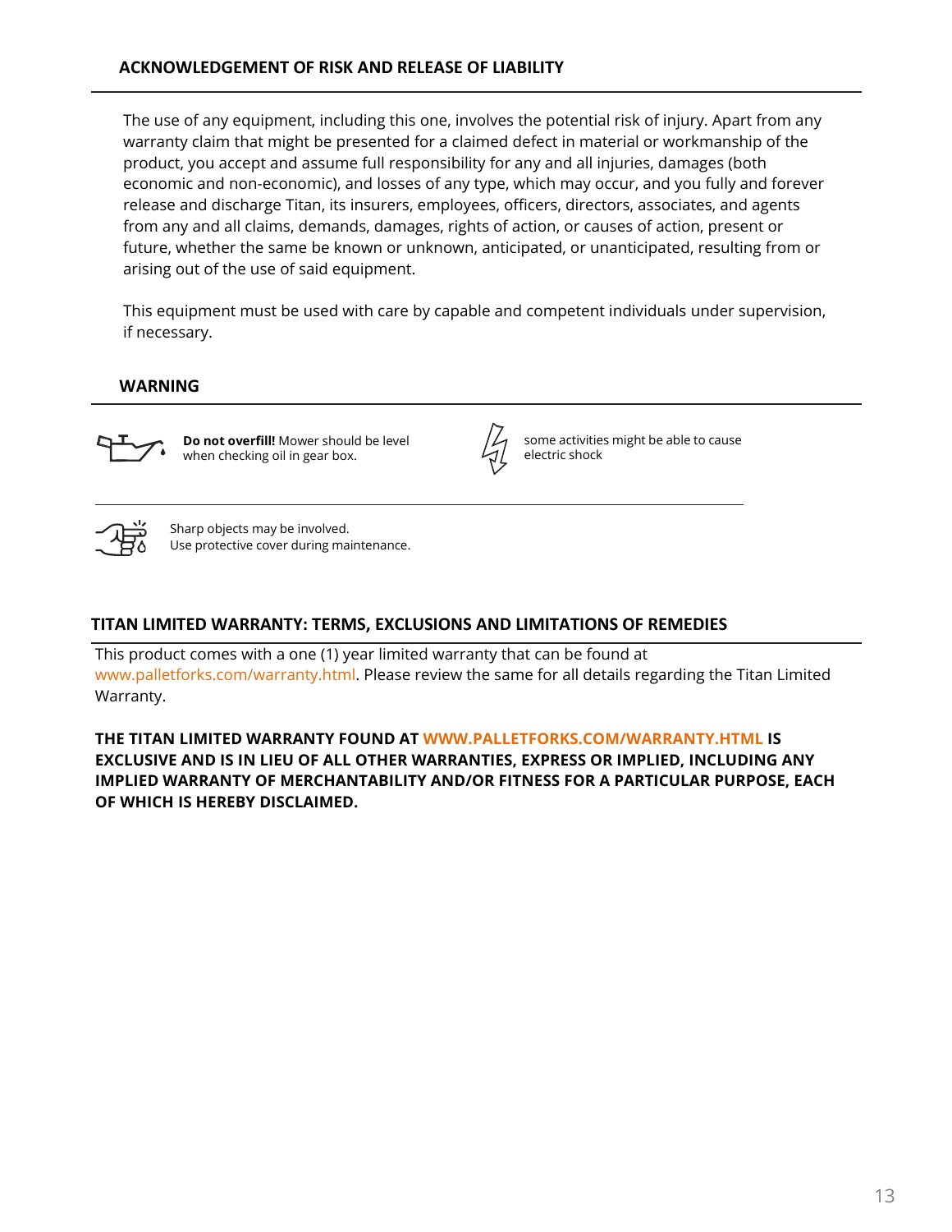## ACKNOWLEDGEMENT OF RISK AND RELEASE OF LIABILITY

The use of any equipment, including this one, involves the potential risk of injury. Apart from any warranty claim that might be presented for a claimed defect in material or workmanship of the product, you accept and assume full responsibility for any and all injuries, damages (both economic and non-economic), and losses of any type, which may occur, and you fully and forever release and discharge Titan, its insurers, employees, officers, directors, associates, and agents from any and all claims, demands, damages, rights of action, or causes of action, present or future, whether the same be known or unknown, anticipated, or unanticipated, resulting from or arising out of the use of said equipment.

This equipment must be used with care by capable and competent individuals under supervision, if necessary.

## WARNING

**Do not overfill!** Mower should be level when checking oil in gear box.

some activities might be able to cause electric shock

Sharp objects may be involved.
Use protective cover during maintenance.

## TITAN LIMITED WARRANTY: TERMS, EXCLUSIONS AND LIMITATIONS OF REMEDIES

This product comes with a one (1) year limited warranty that can be found at www.palletforks.com/warranty.html. Please review the same for all details regarding the Titan Limited Warranty.

**THE TITAN LIMITED WARRANTY FOUND AT WWW.PALLETFORKS.COM/WARRANTY.HTML IS EXCLUSIVE AND IS IN LIEU OF ALL OTHER WARRANTIES, EXPRESS OR IMPLIED, INCLUDING ANY IMPLIED WARRANTY OF MERCHANTABILITY AND/OR FITNESS FOR A PARTICULAR PURPOSE, EACH OF WHICH IS HEREBY DISCLAIMED.**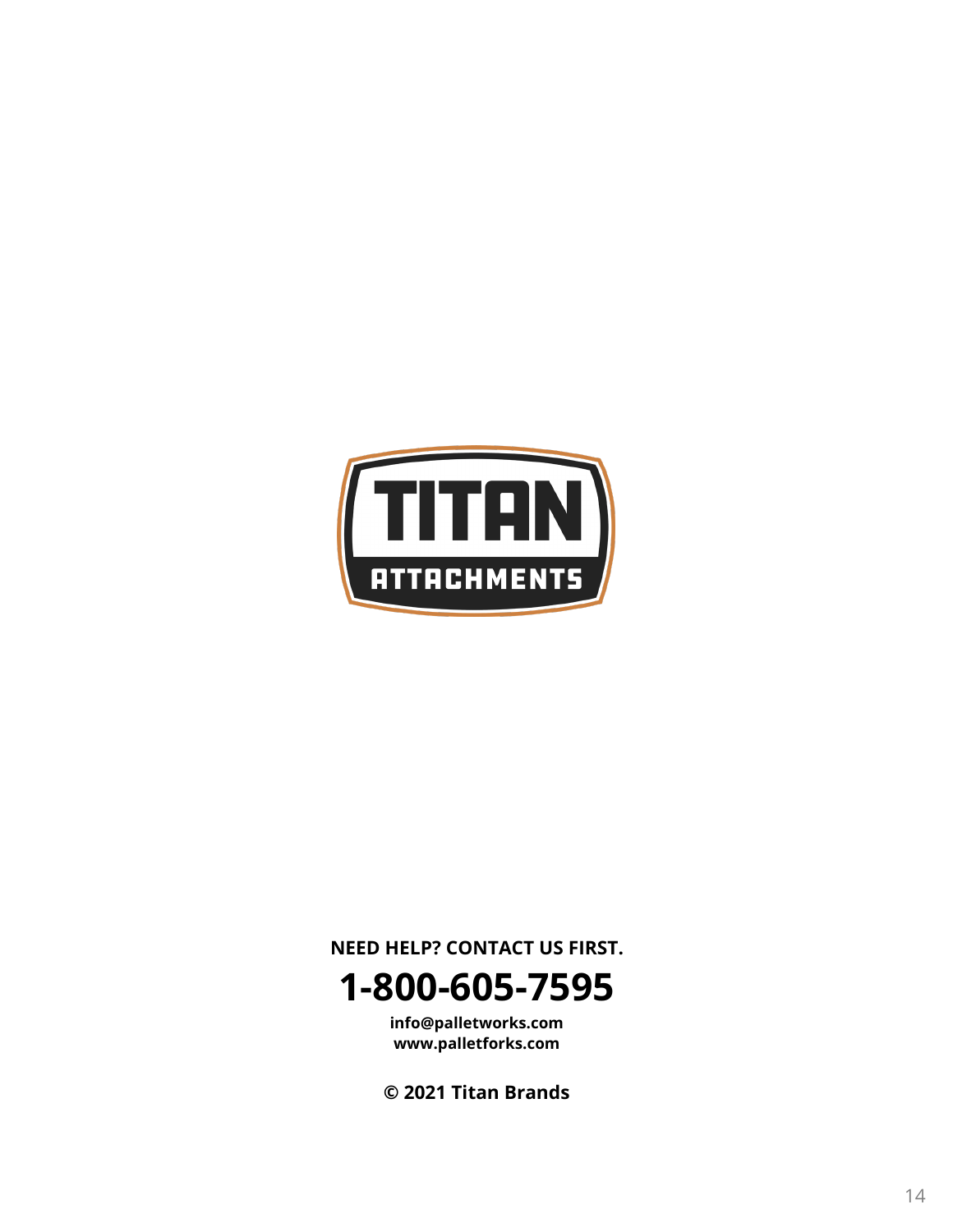TITAN

ATTACHMENTS

**NEED HELP? CONTACT US FIRST.**

# 1-800-605-7595

**info@palletworks.com**
**www.palletforks.com**

**© 2021 Titan Brands**